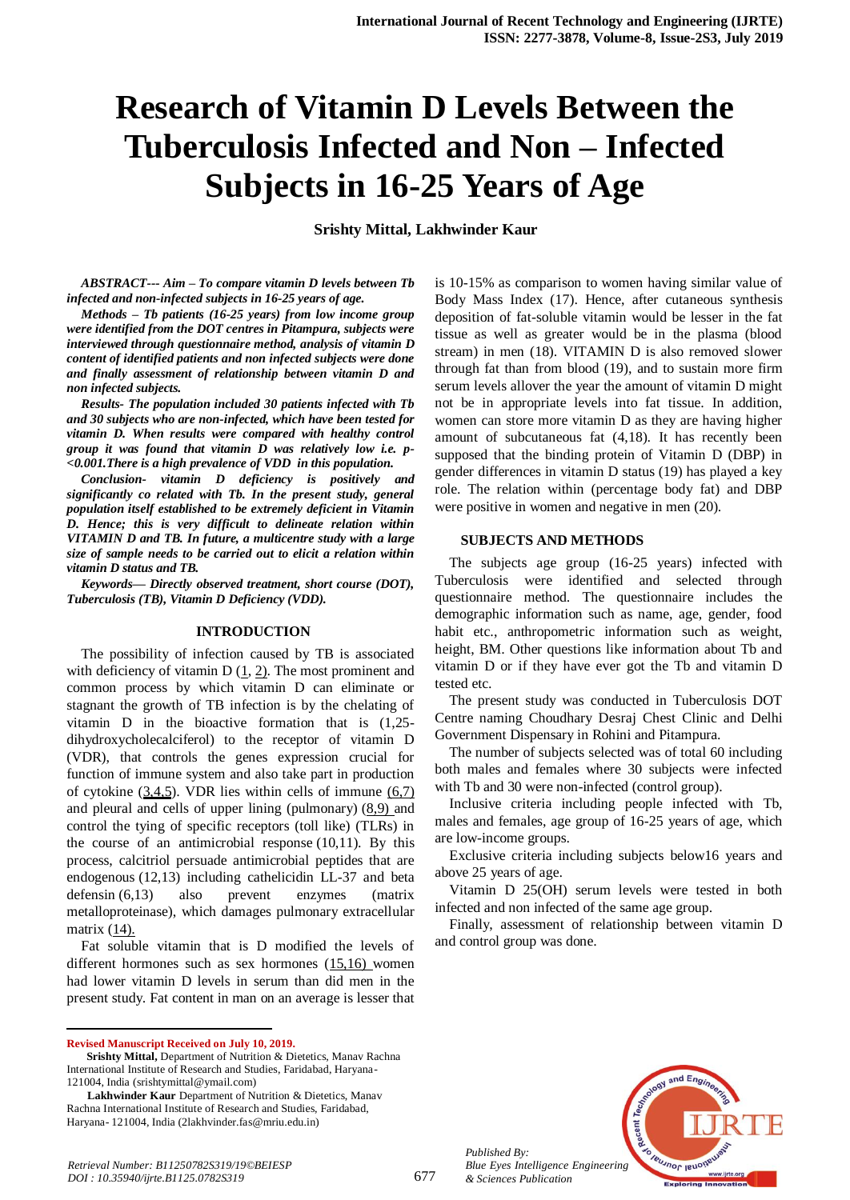# Research of Vitamin D Levels Between the Tuberculosis Infected and Non – Infected Subjects in 16-25 Years of Age

**Srishty Mittal, Lakhwinder Kaur**

***ABSTRACT--- Aim – To compare vitamin D levels between Tb infected and non-infected subjects in 16-25 years of age.***

***Methods – Tb patients (16-25 years) from low income group were identified from the DOT centres in Pitampura, subjects were interviewed through questionnaire method, analysis of vitamin D content of identified patients and non infected subjects were done and finally assessment of relationship between vitamin D and non infected subjects.***

***Results- The population included 30 patients infected with Tb and 30 subjects who are non-infected, which have been tested for vitamin D. When results were compared with healthy control group it was found that vitamin D was relatively low i.e. p-<0.001.There is a high prevalence of VDD in this population.***

***Conclusion- vitamin D deficiency is positively and significantly co related with Tb. In the present study, general population itself established to be extremely deficient in Vitamin D. Hence; this is very difficult to delineate relation within VITAMIN D and TB. In future, a multicentre study with a large size of sample needs to be carried out to elicit a relation within vitamin D status and TB.***

***Keywords— Directly observed treatment, short course (DOT), Tuberculosis (TB), Vitamin D Deficiency (VDD).***

## INTRODUCTION

The possibility of infection caused by TB is associated with deficiency of vitamin D (1, 2). The most prominent and common process by which vitamin D can eliminate or stagnant the growth of TB infection is by the chelating of vitamin D in the bioactive formation that is (1,25-dihydroxycholecalciferol) to the receptor of vitamin D (VDR), that controls the genes expression crucial for function of immune system and also take part in production of cytokine (3,4,5). VDR lies within cells of immune (6,7) and pleural and cells of upper lining (pulmonary) (8,9) and control the tying of specific receptors (toll like) (TLRs) in the course of an antimicrobial response (10,11). By this process, calcitriol persuade antimicrobial peptides that are endogenous (12,13) including cathelicidin LL-37 and beta defensin (6,13) also prevent enzymes (matrix metalloproteinase), which damages pulmonary extracellular matrix (14).

Fat soluble vitamin that is D modified the levels of different hormones such as sex hormones (15,16) women had lower vitamin D levels in serum than did men in the present study. Fat content in man on an average is lesser that is 10-15% as comparison to women having similar value of Body Mass Index (17). Hence, after cutaneous synthesis deposition of fat-soluble vitamin would be lesser in the fat tissue as well as greater would be in the plasma (blood stream) in men (18). VITAMIN D is also removed slower through fat than from blood (19), and to sustain more firm serum levels allover the year the amount of vitamin D might not be in appropriate levels into fat tissue. In addition, women can store more vitamin D as they are having higher amount of subcutaneous fat (4,18). It has recently been supposed that the binding protein of Vitamin D (DBP) in gender differences in vitamin D status (19) has played a key role. The relation within (percentage body fat) and DBP were positive in women and negative in men (20).

## SUBJECTS AND METHODS

The subjects age group (16-25 years) infected with Tuberculosis were identified and selected through questionnaire method. The questionnaire includes the demographic information such as name, age, gender, food habit etc., anthropometric information such as weight, height, BM. Other questions like information about Tb and vitamin D or if they have ever got the Tb and vitamin D tested etc.

The present study was conducted in Tuberculosis DOT Centre naming Choudhary Desraj Chest Clinic and Delhi Government Dispensary in Rohini and Pitampura.

The number of subjects selected was of total 60 including both males and females where 30 subjects were infected with Tb and 30 were non-infected (control group).

Inclusive criteria including people infected with Tb, males and females, age group of 16-25 years of age, which are low-income groups.

Exclusive criteria including subjects below16 years and above 25 years of age.

Vitamin D 25(OH) serum levels were tested in both infected and non infected of the same age group.

Finally, assessment of relationship between vitamin D and control group was done.

**Revised Manuscript Received on July 10, 2019.**

**Srishty Mittal,** Department of Nutrition & Dietetics, Manav Rachna International Institute of Research and Studies, Faridabad, Haryana-121004, India (srishtymittal@ymail.com)

**Lakhwinder Kaur** Department of Nutrition & Dietetics, Manav Rachna International Institute of Research and Studies, Faridabad, Haryana- 121004, India (2lakhvinder.fas@mriu.edu.in)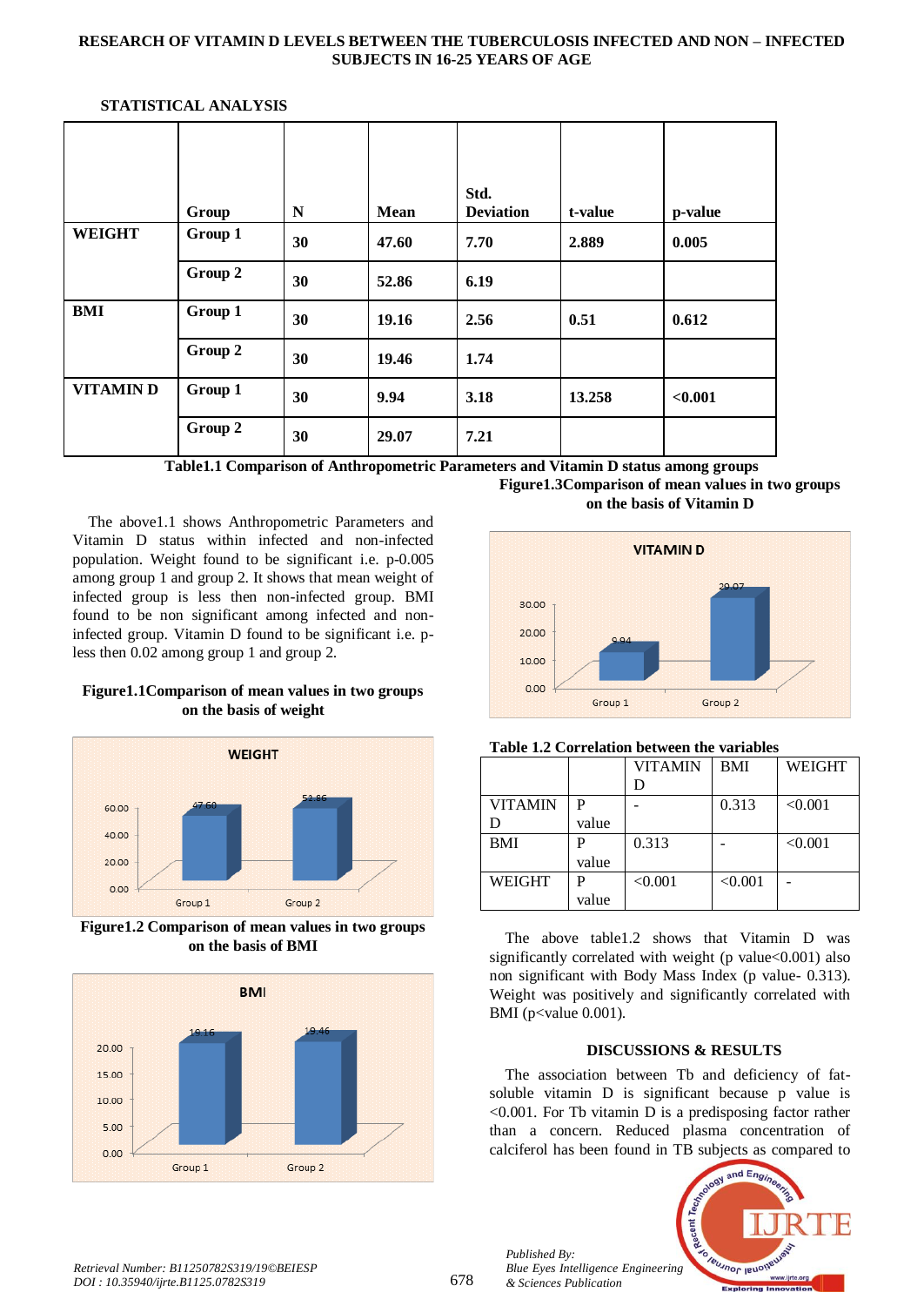## STATISTICAL ANALYSIS

| | Group | N | Mean | Std. Deviation | t-value | p-value |
|---|---|---|---|---|---|---|
| **WEIGHT** | Group 1 | 30 | 47.60 | 7.70 | 2.889 | 0.005 |
| | Group 2 | 30 | 52.86 | 6.19 | | |
| **BMI** | Group 1 | 30 | 19.16 | 2.56 | 0.51 | 0.612 |
| | Group 2 | 30 | 19.46 | 1.74 | | |
| **VITAMIN D** | Group 1 | 30 | 9.94 | 3.18 | 13.258 | <0.001 |
| | Group 2 | 30 | 29.07 | 7.21 | | |

**Table1.1 Comparison of Anthropometric Parameters and Vitamin D status among groups**

The above1.1 shows Anthropometric Parameters and Vitamin D status within infected and non-infected population. Weight found to be significant i.e. p-0.005 among group 1 and group 2. It shows that mean weight of infected group is less then non-infected group. BMI found to be non significant among infected and non-infected group. Vitamin D found to be significant i.e. p-less then 0.02 among group 1 and group 2.

**Figure1.1Comparison of mean values in two groups on the basis of weight**

**Figure1.2 Comparison of mean values in two groups on the basis of BMI**

**Figure1.3Comparison of mean values in two groups on the basis of Vitamin D**

**Table 1.2 Correlation between the variables**

| | | VITAMIN D | BMI | WEIGHT |
|---|---|---|---|---|
| VITAMIN D | P value | - | 0.313 | <0.001 |
| BMI | P value | 0.313 | - | <0.001 |
| WEIGHT | P value | <0.001 | <0.001 | - |

The above table1.2 shows that Vitamin D was significantly correlated with weight (p value<0.001) also non significant with Body Mass Index (p value- 0.313). Weight was positively and significantly correlated with BMI (p<value 0.001).

### DISCUSSIONS & RESULTS

The association between Tb and deficiency of fat-soluble vitamin D is significant because p value is <0.001. For Tb vitamin D is a predisposing factor rather than a concern. Reduced plasma concentration of calciferol has been found in TB subjects as compared to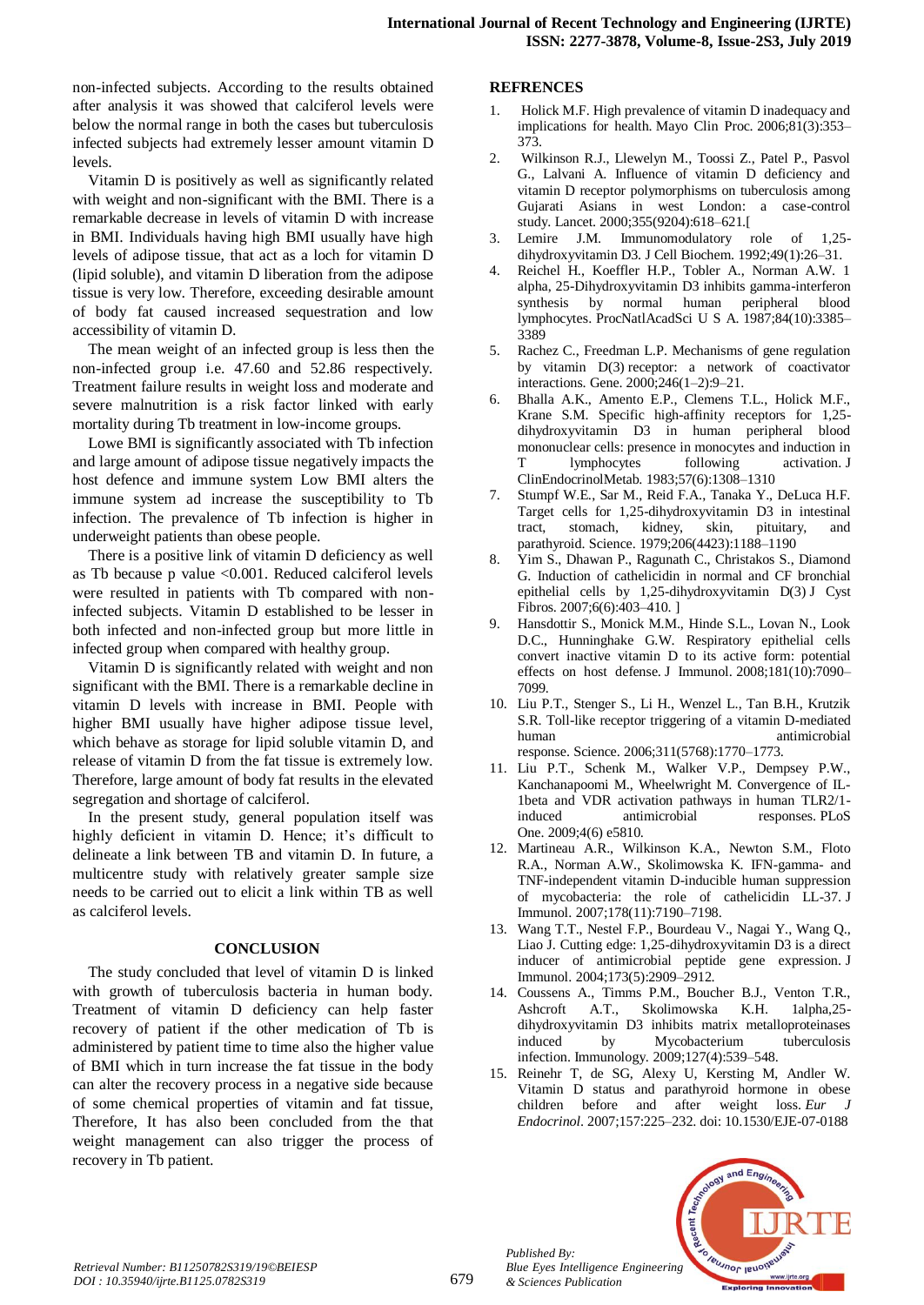non-infected subjects. According to the results obtained after analysis it was showed that calciferol levels were below the normal range in both the cases but tuberculosis infected subjects had extremely lesser amount vitamin D levels.

Vitamin D is positively as well as significantly related with weight and non-significant with the BMI. There is a remarkable decrease in levels of vitamin D with increase in BMI. Individuals having high BMI usually have high levels of adipose tissue, that act as a loch for vitamin D (lipid soluble), and vitamin D liberation from the adipose tissue is very low. Therefore, exceeding desirable amount of body fat caused increased sequestration and low accessibility of vitamin D.

The mean weight of an infected group is less then the non-infected group i.e. 47.60 and 52.86 respectively. Treatment failure results in weight loss and moderate and severe malnutrition is a risk factor linked with early mortality during Tb treatment in low-income groups.

Lowe BMI is significantly associated with Tb infection and large amount of adipose tissue negatively impacts the host defence and immune system Low BMI alters the immune system ad increase the susceptibility to Tb infection. The prevalence of Tb infection is higher in underweight patients than obese people.

There is a positive link of vitamin D deficiency as well as Tb because p value <0.001. Reduced calciferol levels were resulted in patients with Tb compared with non-infected subjects. Vitamin D established to be lesser in both infected and non-infected group but more little in infected group when compared with healthy group.

Vitamin D is significantly related with weight and non significant with the BMI. There is a remarkable decline in vitamin D levels with increase in BMI. People with higher BMI usually have higher adipose tissue level, which behave as storage for lipid soluble vitamin D, and release of vitamin D from the fat tissue is extremely low. Therefore, large amount of body fat results in the elevated segregation and shortage of calciferol.

In the present study, general population itself was highly deficient in vitamin D. Hence; it's difficult to delineate a link between TB and vitamin D. In future, a multicentre study with relatively greater sample size needs to be carried out to elicit a link within TB as well as calciferol levels.

## CONCLUSION

The study concluded that level of vitamin D is linked with growth of tuberculosis bacteria in human body. Treatment of vitamin D deficiency can help faster recovery of patient if the other medication of Tb is administered by patient time to time also the higher value of BMI which in turn increase the fat tissue in the body can alter the recovery process in a negative side because of some chemical properties of vitamin and fat tissue, Therefore, It has also been concluded from the that weight management can also trigger the process of recovery in Tb patient.

## REFRENCES

1. Holick M.F. High prevalence of vitamin D inadequacy and implications for health. Mayo Clin Proc. 2006;81(3):353–373.
2. Wilkinson R.J., Llewelyn M., Toossi Z., Patel P., Pasvol G., Lalvani A. Influence of vitamin D deficiency and vitamin D receptor polymorphisms on tuberculosis among Gujarati Asians in west London: a case-control study. Lancet. 2000;355(9204):618–621.[
3. Lemire J.M. Immunomodulatory role of 1,25-dihydroxyvitamin D3. J Cell Biochem. 1992;49(1):26–31.
4. Reichel H., Koeffler H.P., Tobler A., Norman A.W. 1 alpha, 25-Dihydroxyvitamin D3 inhibits gamma-interferon synthesis by normal human peripheral blood lymphocytes. ProcNatlAcadSci U S A. 1987;84(10):3385–3389
5. Rachez C., Freedman L.P. Mechanisms of gene regulation by vitamin D(3) receptor: a network of coactivator interactions. Gene. 2000;246(1–2):9–21.
6. Bhalla A.K., Amento E.P., Clemens T.L., Holick M.F., Krane S.M. Specific high-affinity receptors for 1,25-dihydroxyvitamin D3 in human peripheral blood mononuclear cells: presence in monocytes and induction in T lymphocytes following activation. J ClinEndocrinolMetab. 1983;57(6):1308–1310
7. Stumpf W.E., Sar M., Reid F.A., Tanaka Y., DeLuca H.F. Target cells for 1,25-dihydroxyvitamin D3 in intestinal tract, stomach, kidney, skin, pituitary, and parathyroid. Science. 1979;206(4423):1188–1190
8. Yim S., Dhawan P., Ragunath C., Christakos S., Diamond G. Induction of cathelicidin in normal and CF bronchial epithelial cells by 1,25-dihydroxyvitamin D(3) J Cyst Fibros. 2007;6(6):403–410. ]
9. Hansdottir S., Monick M.M., Hinde S.L., Lovan N., Look D.C., Hunninghake G.W. Respiratory epithelial cells convert inactive vitamin D to its active form: potential effects on host defense. J Immunol. 2008;181(10):7090–7099.
10. Liu P.T., Stenger S., Li H., Wenzel L., Tan B.H., Krutzik S.R. Toll-like receptor triggering of a vitamin D-mediated human antimicrobial response. Science. 2006;311(5768):1770–1773.
11. Liu P.T., Schenk M., Walker V.P., Dempsey P.W., Kanchanapoomi M., Wheelwright M. Convergence of IL-1beta and VDR activation pathways in human TLR2/1-induced antimicrobial responses. PLoS One. 2009;4(6) e5810.
12. Martineau A.R., Wilkinson K.A., Newton S.M., Floto R.A., Norman A.W., Skolimowska K. IFN-gamma- and TNF-independent vitamin D-inducible human suppression of mycobacteria: the role of cathelicidin LL-37. J Immunol. 2007;178(11):7190–7198.
13. Wang T.T., Nestel F.P., Bourdeau V., Nagai Y., Wang Q., Liao J. Cutting edge: 1,25-dihydroxyvitamin D3 is a direct inducer of antimicrobial peptide gene expression. J Immunol. 2004;173(5):2909–2912.
14. Coussens A., Timms P.M., Boucher B.J., Venton T.R., Ashcroft A.T., Skolimowska K.H. 1alpha,25-dihydroxyvitamin D3 inhibits matrix metalloproteinases induced by Mycobacterium tuberculosis infection. Immunology. 2009;127(4):539–548.
15. Reinehr T, de SG, Alexy U, Kersting M, Andler W. Vitamin D status and parathyroid hormone in obese children before and after weight loss. *Eur J Endocrinol*. 2007;157:225–232. doi: 10.1530/EJE-07-0188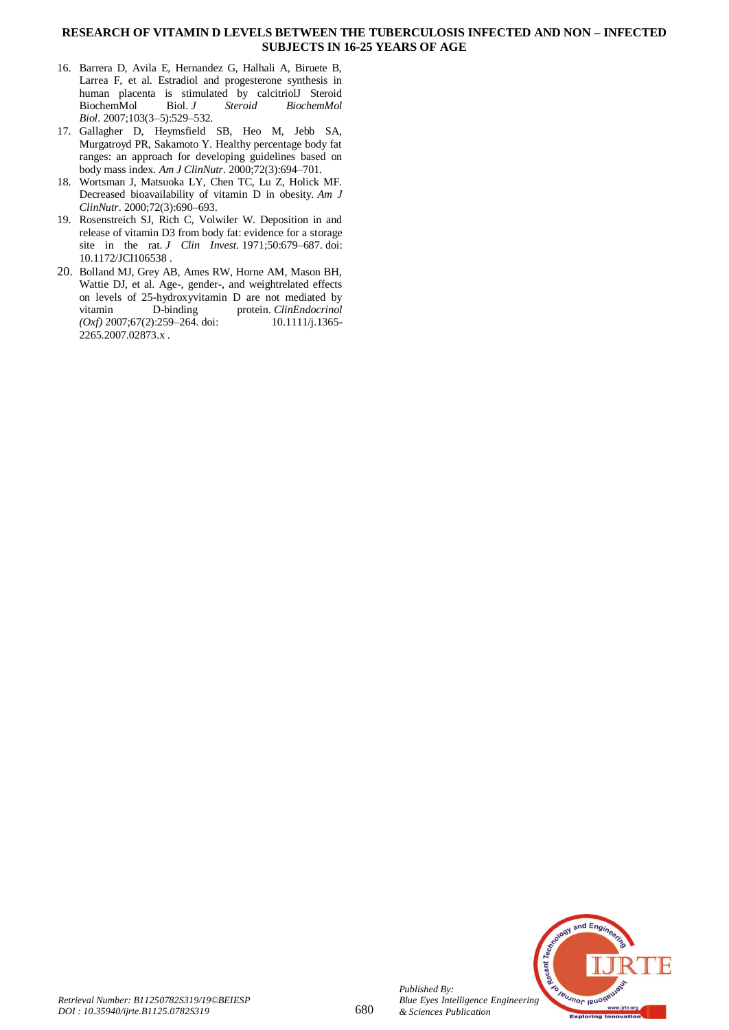16. Barrera D, Avila E, Hernandez G, Halhali A, Biruete B, Larrea F, et al. Estradiol and progesterone synthesis in human placenta is stimulated by calcitriolJ Steroid BiochemMol Biol. *J Steroid BiochemMol Biol*. 2007;103(3–5):529–532.
17. Gallagher D, Heymsfield SB, Heo M, Jebb SA, Murgatroyd PR, Sakamoto Y. Healthy percentage body fat ranges: an approach for developing guidelines based on body mass index. *Am J ClinNutr*. 2000;72(3):694–701.
18. Wortsman J, Matsuoka LY, Chen TC, Lu Z, Holick MF. Decreased bioavailability of vitamin D in obesity. *Am J ClinNutr*. 2000;72(3):690–693.
19. Rosenstreich SJ, Rich C, Volwiler W. Deposition in and release of vitamin D3 from body fat: evidence for a storage site in the rat. *J Clin Invest*. 1971;50:679–687. doi: 10.1172/JCI106538 .
20. Bolland MJ, Grey AB, Ames RW, Horne AM, Mason BH, Wattie DJ, et al. Age-, gender-, and weightrelated effects on levels of 25-hydroxyvitamin D are not mediated by vitamin D-binding protein. *ClinEndocrinol (Oxf)* 2007;67(2):259–264. doi: 10.1111/j.1365-2265.2007.02873.x .